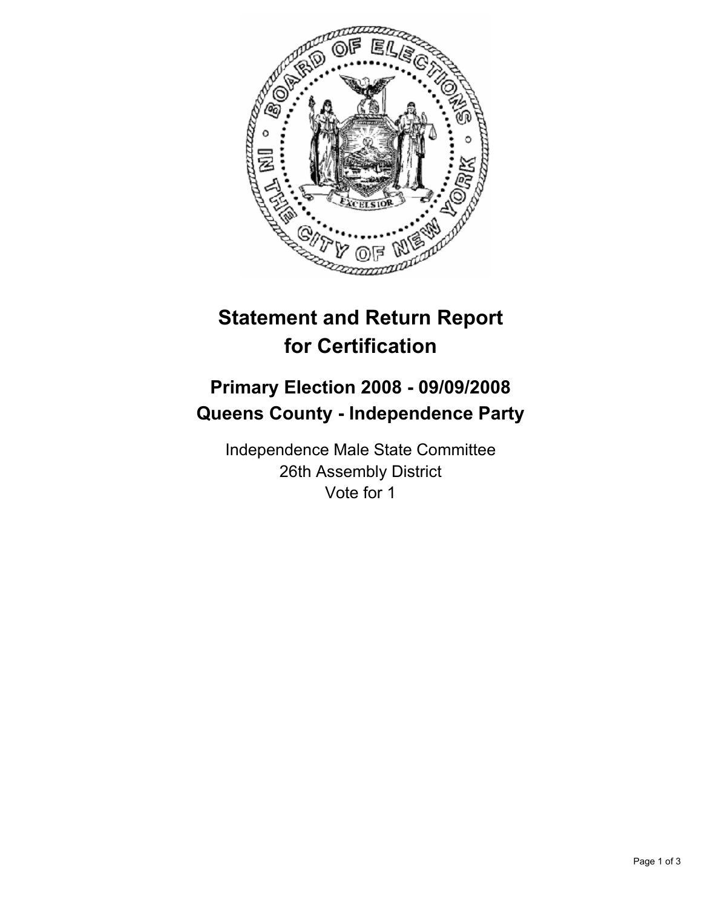# Statement and Return Report for Certification

## Primary Election 2008 - 09/09/2008
## Queens County - Independence Party

Independence Male State Committee
26th Assembly District
Vote for 1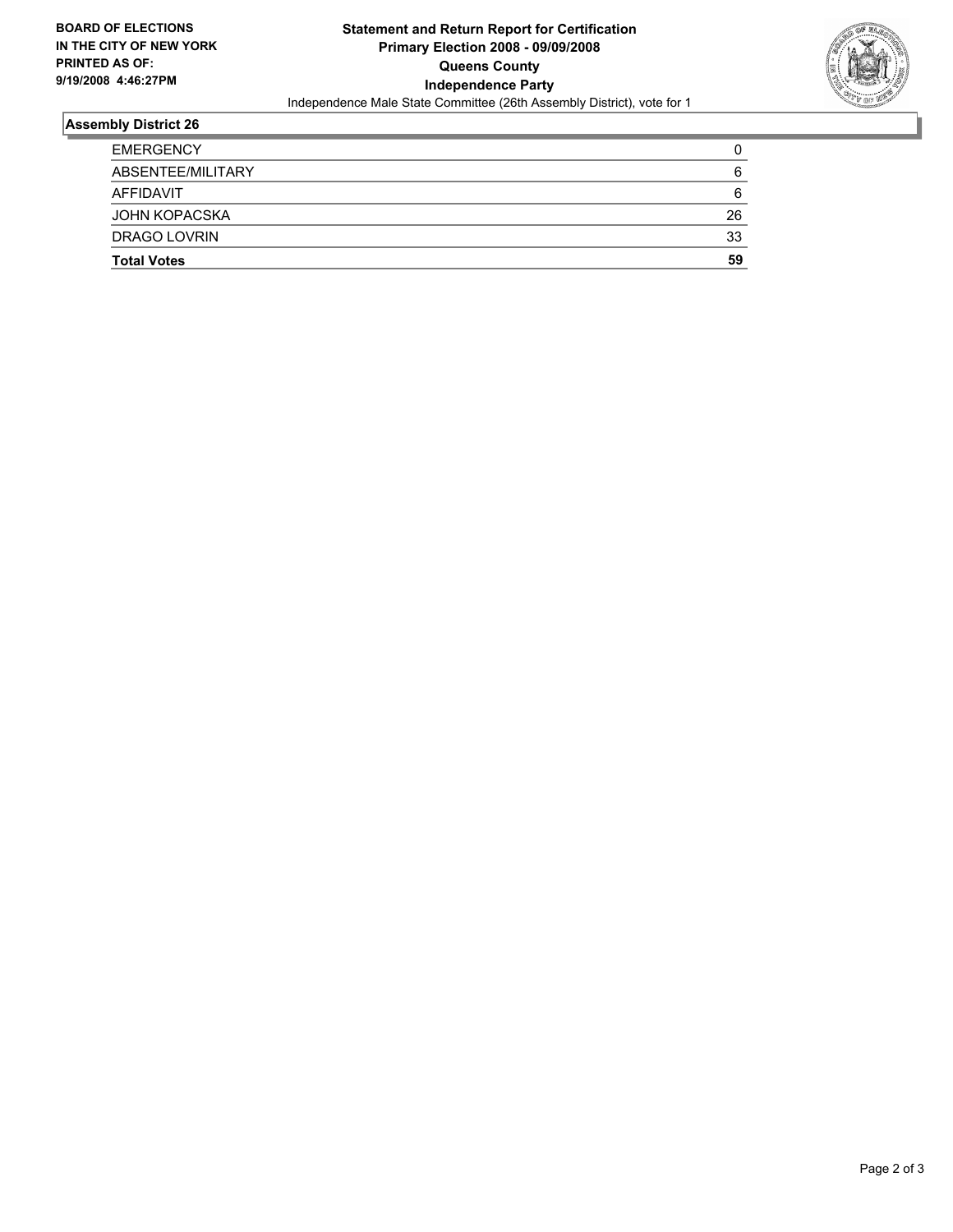**BOARD OF ELECTIONS IN THE CITY OF NEW YORK PRINTED AS OF: 9/19/2008 4:46:27PM**

# Statement and Return Report for Certification
## Primary Election 2008 - 09/09/2008
## Queens County
## Independence Party

Independence Male State Committee (26th Assembly District), vote for 1

### Assembly District 26

| | |
|---|---|
| EMERGENCY | 0 |
| ABSENTEE/MILITARY | 6 |
| AFFIDAVIT | 6 |
| JOHN KOPACSKA | 26 |
| DRAGO LOVRIN | 33 |
| **Total Votes** | **59** |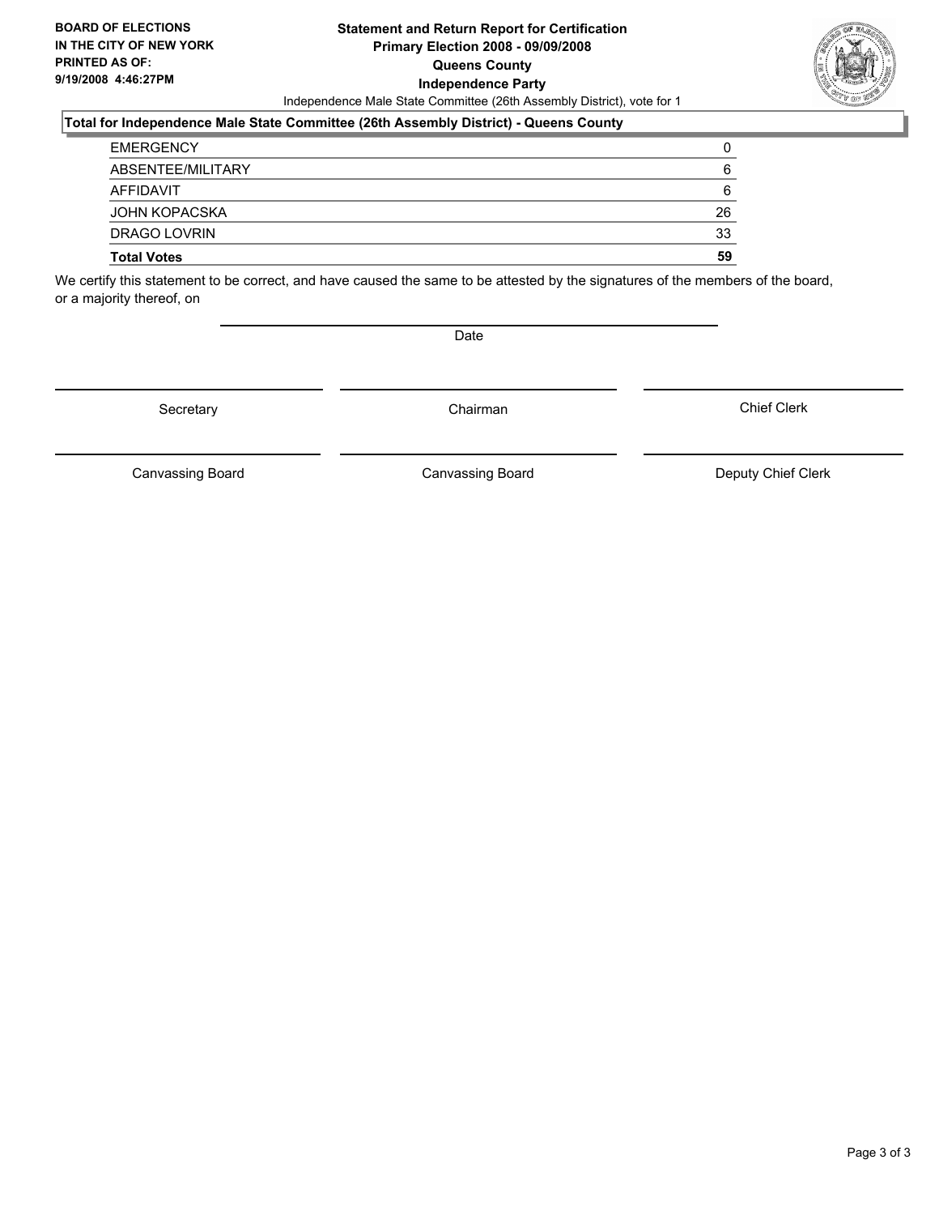**BOARD OF ELECTIONS IN THE CITY OF NEW YORK PRINTED AS OF: 9/19/2008 4:46:27PM**

**Statement and Return Report for Certification**
**Primary Election 2008 - 09/09/2008**
**Queens County**
**Independence Party**

Independence Male State Committee (26th Assembly District), vote for 1

**Total for Independence Male State Committee (26th Assembly District) - Queens County**

| | |
|---|---|
| EMERGENCY | 0 |
| ABSENTEE/MILITARY | 6 |
| AFFIDAVIT | 6 |
| JOHN KOPACSKA | 26 |
| DRAGO LOVRIN | 33 |
| **Total Votes** | **59** |

We certify this statement to be correct, and have caused the same to be attested by the signatures of the members of the board, or a majority thereof, on

Date

Secretary

Chairman

Chief Clerk

Canvassing Board

Canvassing Board

Deputy Chief Clerk